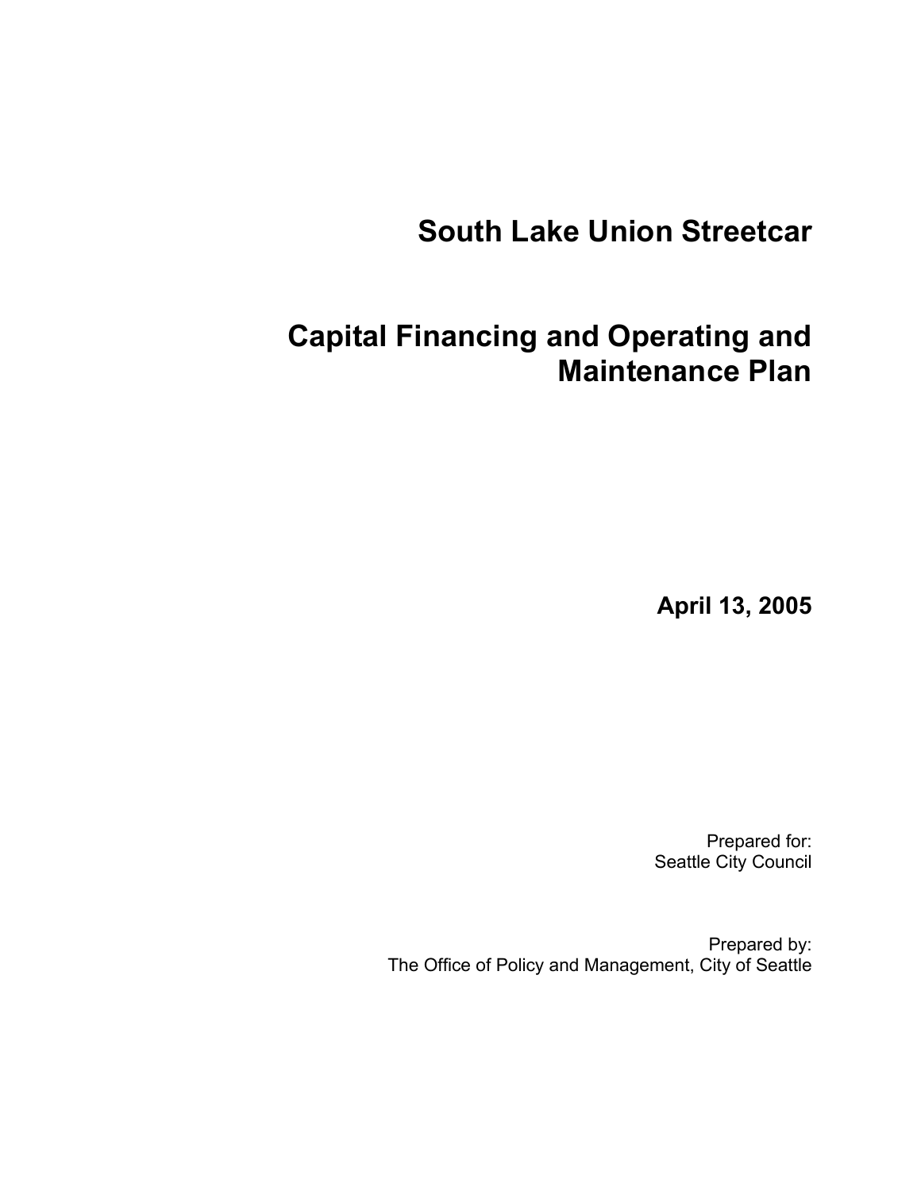# South Lake Union Streetcar

# Capital Financing and Operating and Maintenance Plan

**April 13, 2005**

Prepared for:
Seattle City Council

Prepared by:
The Office of Policy and Management, City of Seattle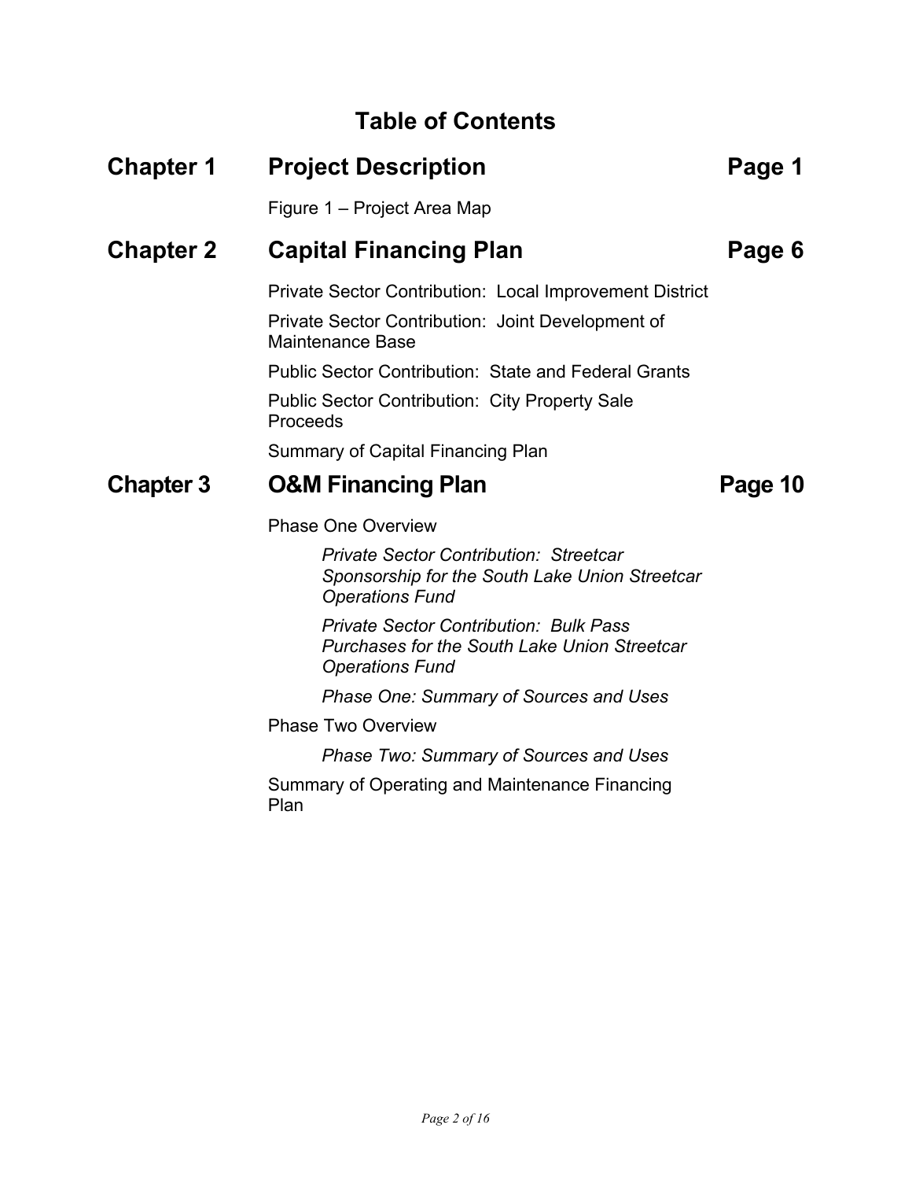# Table of Contents

## Chapter 1 Project Description — Page 1

Figure 1 – Project Area Map

## Chapter 2 Capital Financing Plan — Page 6

Private Sector Contribution: Local Improvement District

Private Sector Contribution: Joint Development of Maintenance Base

Public Sector Contribution: State and Federal Grants

Public Sector Contribution: City Property Sale Proceeds

Summary of Capital Financing Plan

## Chapter 3 O&M Financing Plan — Page 10

Phase One Overview

- *Private Sector Contribution: Streetcar Sponsorship for the South Lake Union Streetcar Operations Fund*
- *Private Sector Contribution: Bulk Pass Purchases for the South Lake Union Streetcar Operations Fund*
- *Phase One: Summary of Sources and Uses*

Phase Two Overview

- *Phase Two: Summary of Sources and Uses*

Summary of Operating and Maintenance Financing Plan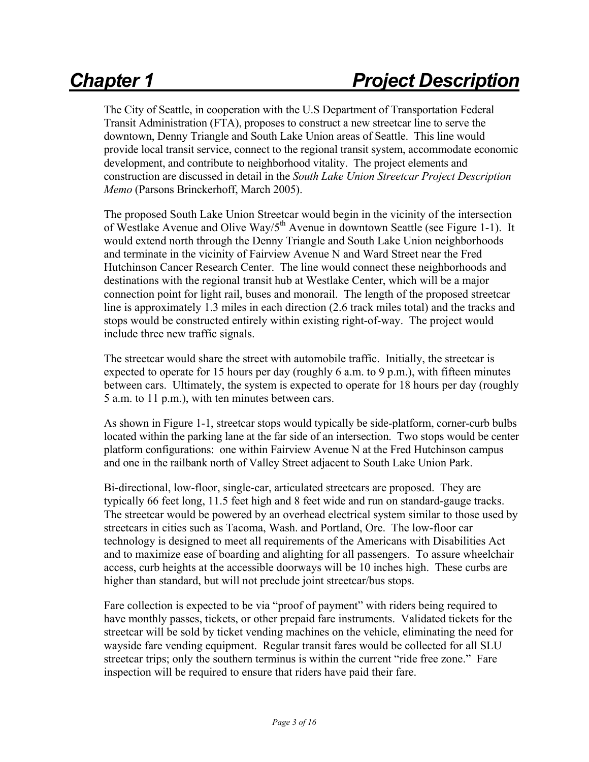# Chapter 1 Project Description

The City of Seattle, in cooperation with the U.S Department of Transportation Federal Transit Administration (FTA), proposes to construct a new streetcar line to serve the downtown, Denny Triangle and South Lake Union areas of Seattle. This line would provide local transit service, connect to the regional transit system, accommodate economic development, and contribute to neighborhood vitality. The project elements and construction are discussed in detail in the *South Lake Union Streetcar Project Description Memo* (Parsons Brinckerhoff, March 2005).

The proposed South Lake Union Streetcar would begin in the vicinity of the intersection of Westlake Avenue and Olive Way/5th Avenue in downtown Seattle (see Figure 1-1). It would extend north through the Denny Triangle and South Lake Union neighborhoods and terminate in the vicinity of Fairview Avenue N and Ward Street near the Fred Hutchinson Cancer Research Center. The line would connect these neighborhoods and destinations with the regional transit hub at Westlake Center, which will be a major connection point for light rail, buses and monorail. The length of the proposed streetcar line is approximately 1.3 miles in each direction (2.6 track miles total) and the tracks and stops would be constructed entirely within existing right-of-way. The project would include three new traffic signals.

The streetcar would share the street with automobile traffic. Initially, the streetcar is expected to operate for 15 hours per day (roughly 6 a.m. to 9 p.m.), with fifteen minutes between cars. Ultimately, the system is expected to operate for 18 hours per day (roughly 5 a.m. to 11 p.m.), with ten minutes between cars.

As shown in Figure 1-1, streetcar stops would typically be side-platform, corner-curb bulbs located within the parking lane at the far side of an intersection. Two stops would be center platform configurations: one within Fairview Avenue N at the Fred Hutchinson campus and one in the railbank north of Valley Street adjacent to South Lake Union Park.

Bi-directional, low-floor, single-car, articulated streetcars are proposed. They are typically 66 feet long, 11.5 feet high and 8 feet wide and run on standard-gauge tracks. The streetcar would be powered by an overhead electrical system similar to those used by streetcars in cities such as Tacoma, Wash. and Portland, Ore. The low-floor car technology is designed to meet all requirements of the Americans with Disabilities Act and to maximize ease of boarding and alighting for all passengers. To assure wheelchair access, curb heights at the accessible doorways will be 10 inches high. These curbs are higher than standard, but will not preclude joint streetcar/bus stops.

Fare collection is expected to be via "proof of payment" with riders being required to have monthly passes, tickets, or other prepaid fare instruments. Validated tickets for the streetcar will be sold by ticket vending machines on the vehicle, eliminating the need for wayside fare vending equipment. Regular transit fares would be collected for all SLU streetcar trips; only the southern terminus is within the current "ride free zone." Fare inspection will be required to ensure that riders have paid their fare.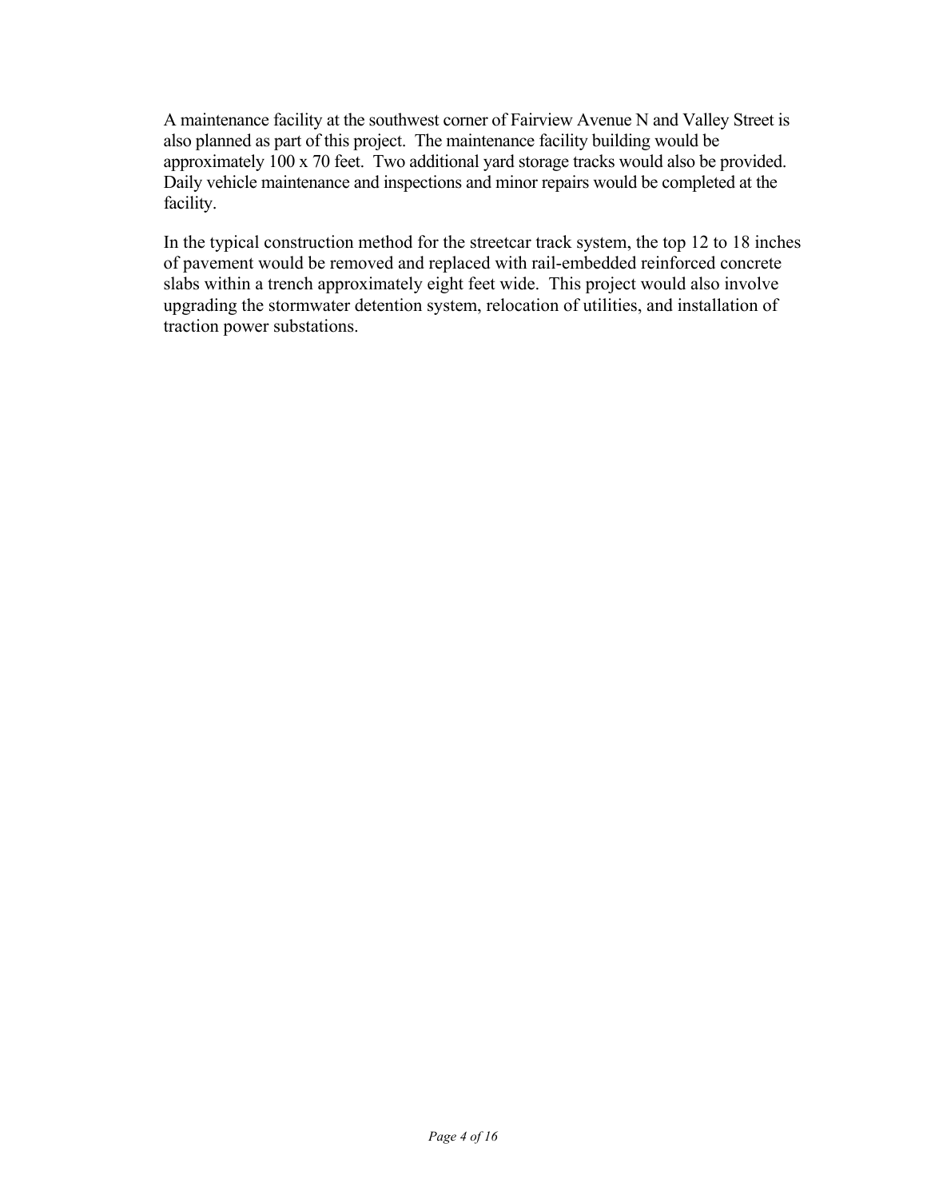A maintenance facility at the southwest corner of Fairview Avenue N and Valley Street is also planned as part of this project. The maintenance facility building would be approximately 100 x 70 feet. Two additional yard storage tracks would also be provided. Daily vehicle maintenance and inspections and minor repairs would be completed at the facility.

In the typical construction method for the streetcar track system, the top 12 to 18 inches of pavement would be removed and replaced with rail-embedded reinforced concrete slabs within a trench approximately eight feet wide. This project would also involve upgrading the stormwater detention system, relocation of utilities, and installation of traction power substations.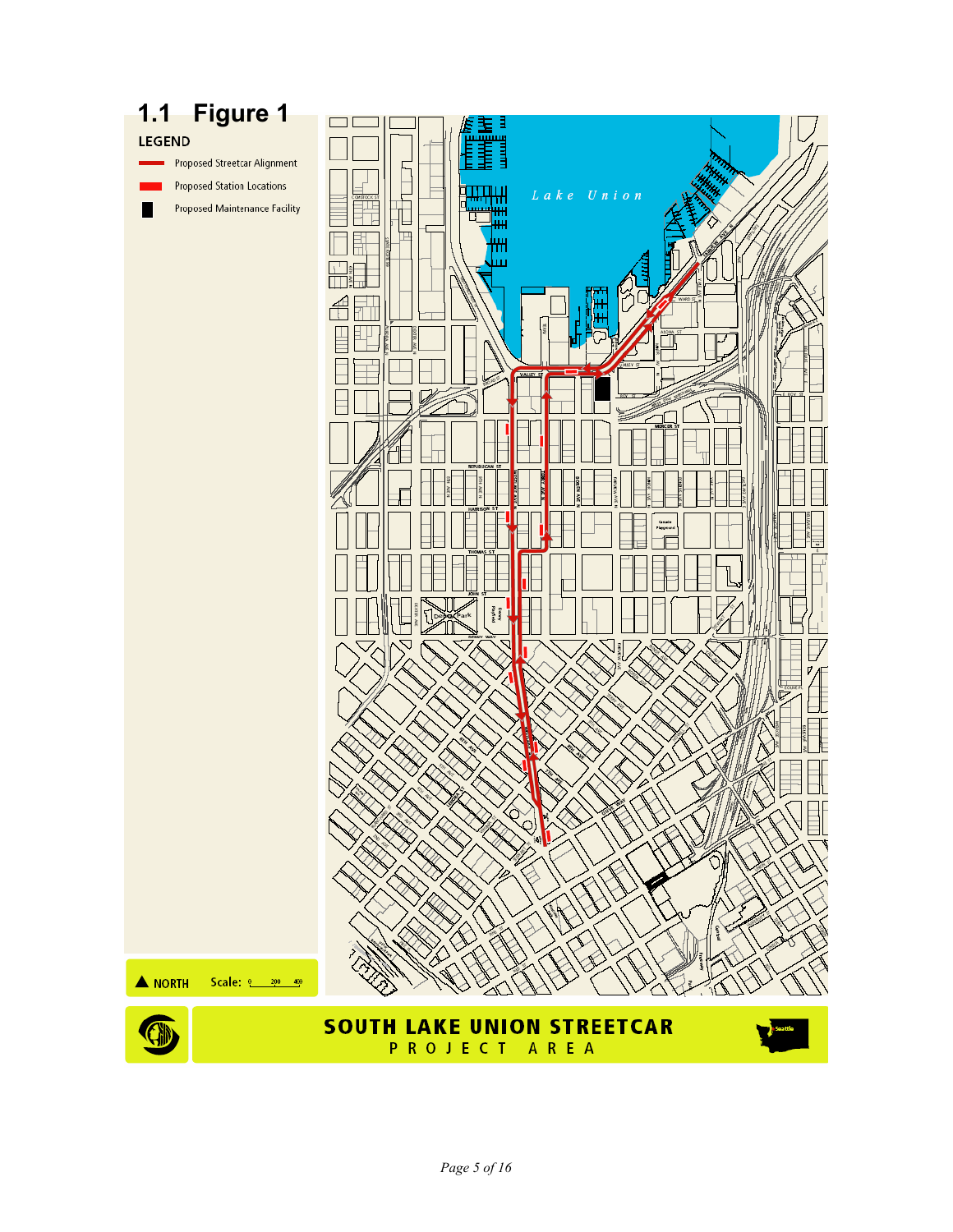# 1.1 Figure 1

**LEGEND**

- Proposed Streetcar Alignment
- Proposed Station Locations
- Proposed Maintenance Facility

NORTH Scale: 0 200 400

**SOUTH LAKE UNION STREETCAR**

**PROJECT AREA**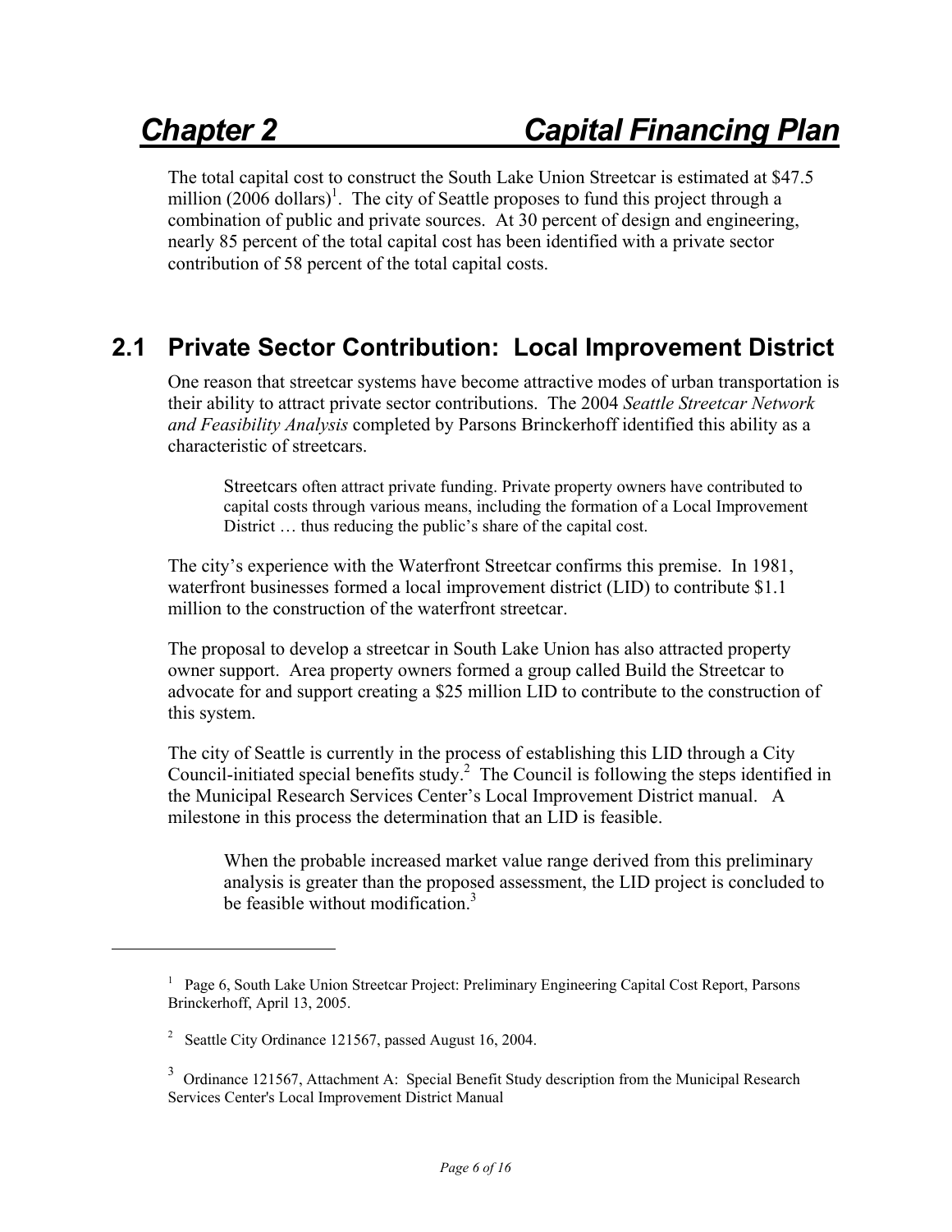# Chapter 2 Capital Financing Plan

The total capital cost to construct the South Lake Union Streetcar is estimated at $47.5 million (2006 dollars)[1]. The city of Seattle proposes to fund this project through a combination of public and private sources. At 30 percent of design and engineering, nearly 85 percent of the total capital cost has been identified with a private sector contribution of 58 percent of the total capital costs.

## 2.1 Private Sector Contribution: Local Improvement District

One reason that streetcar systems have become attractive modes of urban transportation is their ability to attract private sector contributions. The 2004 *Seattle Streetcar Network and Feasibility Analysis* completed by Parsons Brinckerhoff identified this ability as a characteristic of streetcars.

> Streetcars often attract private funding. Private property owners have contributed to capital costs through various means, including the formation of a Local Improvement District … thus reducing the public's share of the capital cost.

The city's experience with the Waterfront Streetcar confirms this premise. In 1981, waterfront businesses formed a local improvement district (LID) to contribute $1.1 million to the construction of the waterfront streetcar.

The proposal to develop a streetcar in South Lake Union has also attracted property owner support. Area property owners formed a group called Build the Streetcar to advocate for and support creating a $25 million LID to contribute to the construction of this system.

The city of Seattle is currently in the process of establishing this LID through a City Council-initiated special benefits study.[2] The Council is following the steps identified in the Municipal Research Services Center's Local Improvement District manual. A milestone in this process the determination that an LID is feasible.

> When the probable increased market value range derived from this preliminary analysis is greater than the proposed assessment, the LID project is concluded to be feasible without modification.[3]

---

[1] Page 6, South Lake Union Streetcar Project: Preliminary Engineering Capital Cost Report, Parsons Brinckerhoff, April 13, 2005.

[2] Seattle City Ordinance 121567, passed August 16, 2004.

[3] Ordinance 121567, Attachment A: Special Benefit Study description from the Municipal Research Services Center's Local Improvement District Manual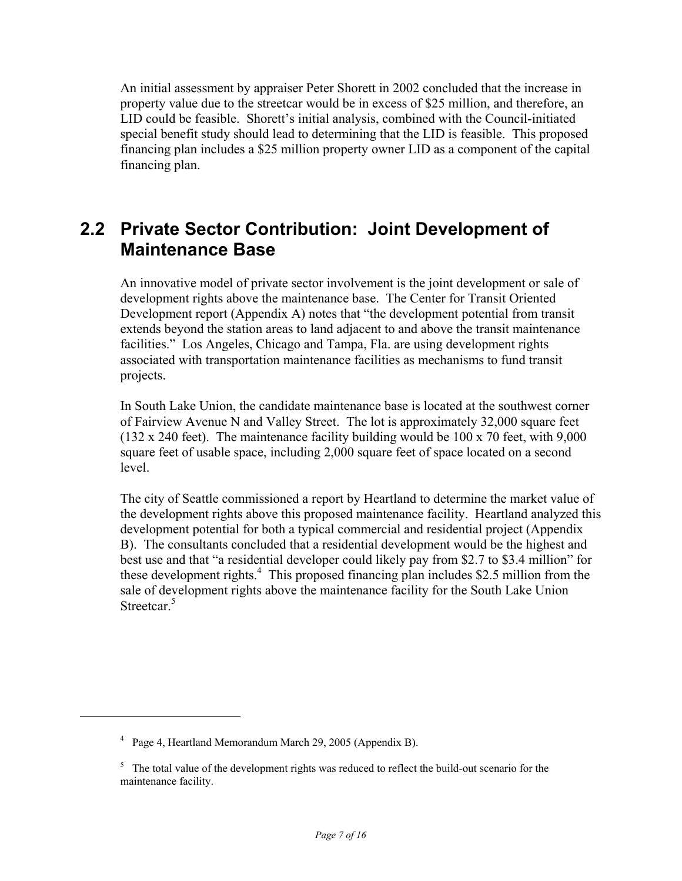An initial assessment by appraiser Peter Shorett in 2002 concluded that the increase in property value due to the streetcar would be in excess of $25 million, and therefore, an LID could be feasible. Shorett's initial analysis, combined with the Council-initiated special benefit study should lead to determining that the LID is feasible. This proposed financing plan includes a $25 million property owner LID as a component of the capital financing plan.

## 2.2 Private Sector Contribution: Joint Development of Maintenance Base

An innovative model of private sector involvement is the joint development or sale of development rights above the maintenance base. The Center for Transit Oriented Development report (Appendix A) notes that "the development potential from transit extends beyond the station areas to land adjacent to and above the transit maintenance facilities." Los Angeles, Chicago and Tampa, Fla. are using development rights associated with transportation maintenance facilities as mechanisms to fund transit projects.

In South Lake Union, the candidate maintenance base is located at the southwest corner of Fairview Avenue N and Valley Street. The lot is approximately 32,000 square feet (132 x 240 feet). The maintenance facility building would be 100 x 70 feet, with 9,000 square feet of usable space, including 2,000 square feet of space located on a second level.

The city of Seattle commissioned a report by Heartland to determine the market value of the development rights above this proposed maintenance facility. Heartland analyzed this development potential for both a typical commercial and residential project (Appendix B). The consultants concluded that a residential development would be the highest and best use and that "a residential developer could likely pay from $2.7 to $3.4 million" for these development rights.[4] This proposed financing plan includes $2.5 million from the sale of development rights above the maintenance facility for the South Lake Union Streetcar.[5]

---

[4] Page 4, Heartland Memorandum March 29, 2005 (Appendix B).

[5] The total value of the development rights was reduced to reflect the build-out scenario for the maintenance facility.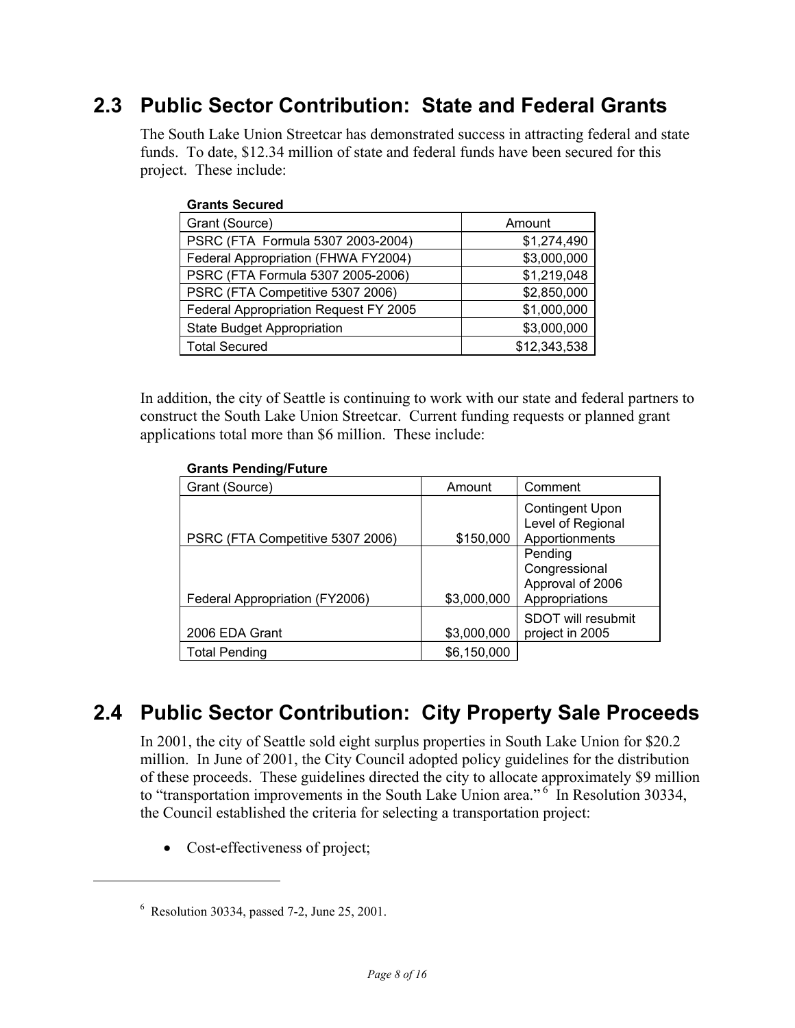## 2.3 Public Sector Contribution: State and Federal Grants

The South Lake Union Streetcar has demonstrated success in attracting federal and state funds. To date, $12.34 million of state and federal funds have been secured for this project. These include:

**Grants Secured**

| Grant (Source) | Amount |
|---|---|
| PSRC (FTA Formula 5307 2003-2004) | $1,274,490 |
| Federal Appropriation (FHWA FY2004) | $3,000,000 |
| PSRC (FTA Formula 5307 2005-2006) | $1,219,048 |
| PSRC (FTA Competitive 5307 2006) | $2,850,000 |
| Federal Appropriation Request FY 2005 | $1,000,000 |
| State Budget Appropriation | $3,000,000 |
| Total Secured | $12,343,538 |

In addition, the city of Seattle is continuing to work with our state and federal partners to construct the South Lake Union Streetcar. Current funding requests or planned grant applications total more than $6 million. These include:

**Grants Pending/Future**

| Grant (Source) | Amount | Comment |
|---|---|---|
| PSRC (FTA Competitive 5307 2006) | $150,000 | Contingent Upon Level of Regional Apportionments |
| Federal Appropriation (FY2006) | $3,000,000 | Pending Congressional Approval of 2006 Appropriations |
| 2006 EDA Grant | $3,000,000 | SDOT will resubmit project in 2005 |
| Total Pending | $6,150,000 | |

## 2.4 Public Sector Contribution: City Property Sale Proceeds

In 2001, the city of Seattle sold eight surplus properties in South Lake Union for $20.2 million. In June of 2001, the City Council adopted policy guidelines for the distribution of these proceeds. These guidelines directed the city to allocate approximately $9 million to "transportation improvements in the South Lake Union area."[6] In Resolution 30334, the Council established the criteria for selecting a transportation project:

- Cost-effectiveness of project;

---

[6] Resolution 30334, passed 7-2, June 25, 2001.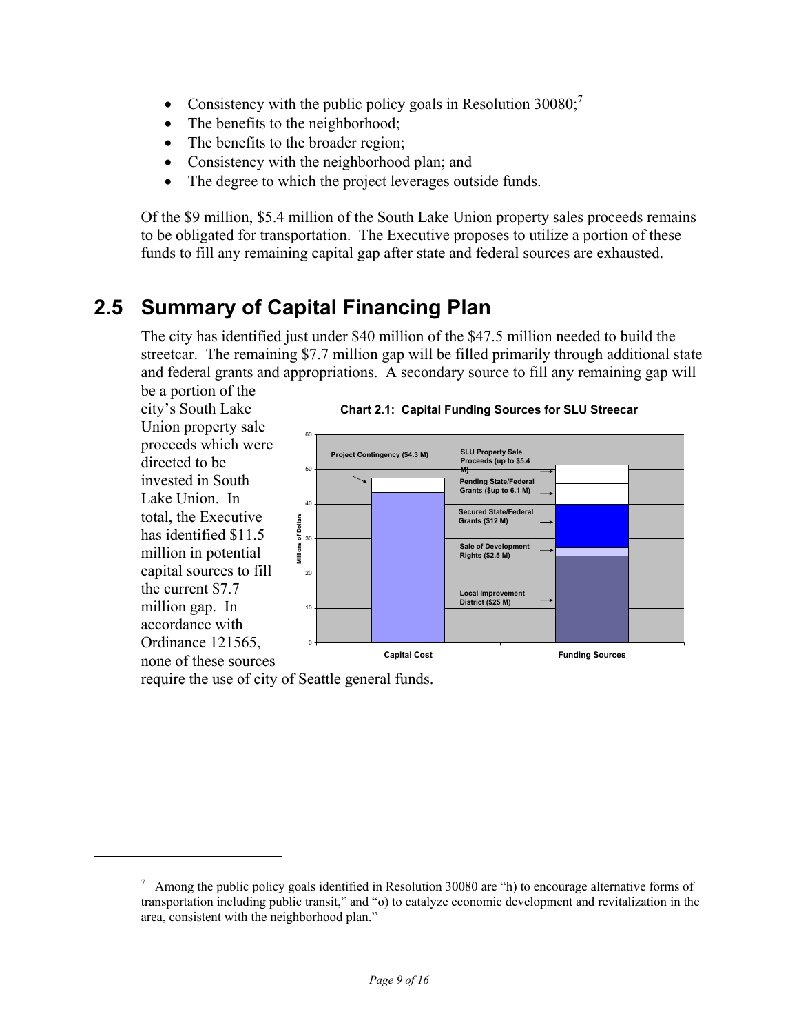- Consistency with the public policy goals in Resolution 30080;[7]
- The benefits to the neighborhood;
- The benefits to the broader region;
- Consistency with the neighborhood plan; and
- The degree to which the project leverages outside funds.

Of the $9 million, $5.4 million of the South Lake Union property sales proceeds remains to be obligated for transportation. The Executive proposes to utilize a portion of these funds to fill any remaining capital gap after state and federal sources are exhausted.

## 2.5 Summary of Capital Financing Plan

The city has identified just under $40 million of the $47.5 million needed to build the streetcar. The remaining $7.7 million gap will be filled primarily through additional state and federal grants and appropriations. A secondary source to fill any remaining gap will be a portion of the city's South Lake Union property sale proceeds which were directed to be invested in South Lake Union. In total, the Executive has identified $11.5 million in potential capital sources to fill the current $7.7 million gap. In accordance with Ordinance 121565, none of these sources require the use of city of Seattle general funds.

**Chart 2.1: Capital Funding Sources for SLU Streecar**

| | Millions of Dollars |
|---|---|
| **Capital Cost** | |
| Capital Cost | 43.2 |
| Project Contingency ($4.3 M) | 4.3 |
| **Funding Sources** | |
| Local Improvement District ($25 M) | 25 |
| Sale of Development Rights ($2.5 M) | 2.5 |
| Secured State/Federal Grants ($12 M) | 12 |
| Pending State/Federal Grants ($up to 6.1 M) | up to 6.1 |
| SLU Property Sale Proceeds (up to $5.4 M) | up to 5.4 |

---

[7] Among the public policy goals identified in Resolution 30080 are "h) to encourage alternative forms of transportation including public transit," and "o) to catalyze economic development and revitalization in the area, consistent with the neighborhood plan."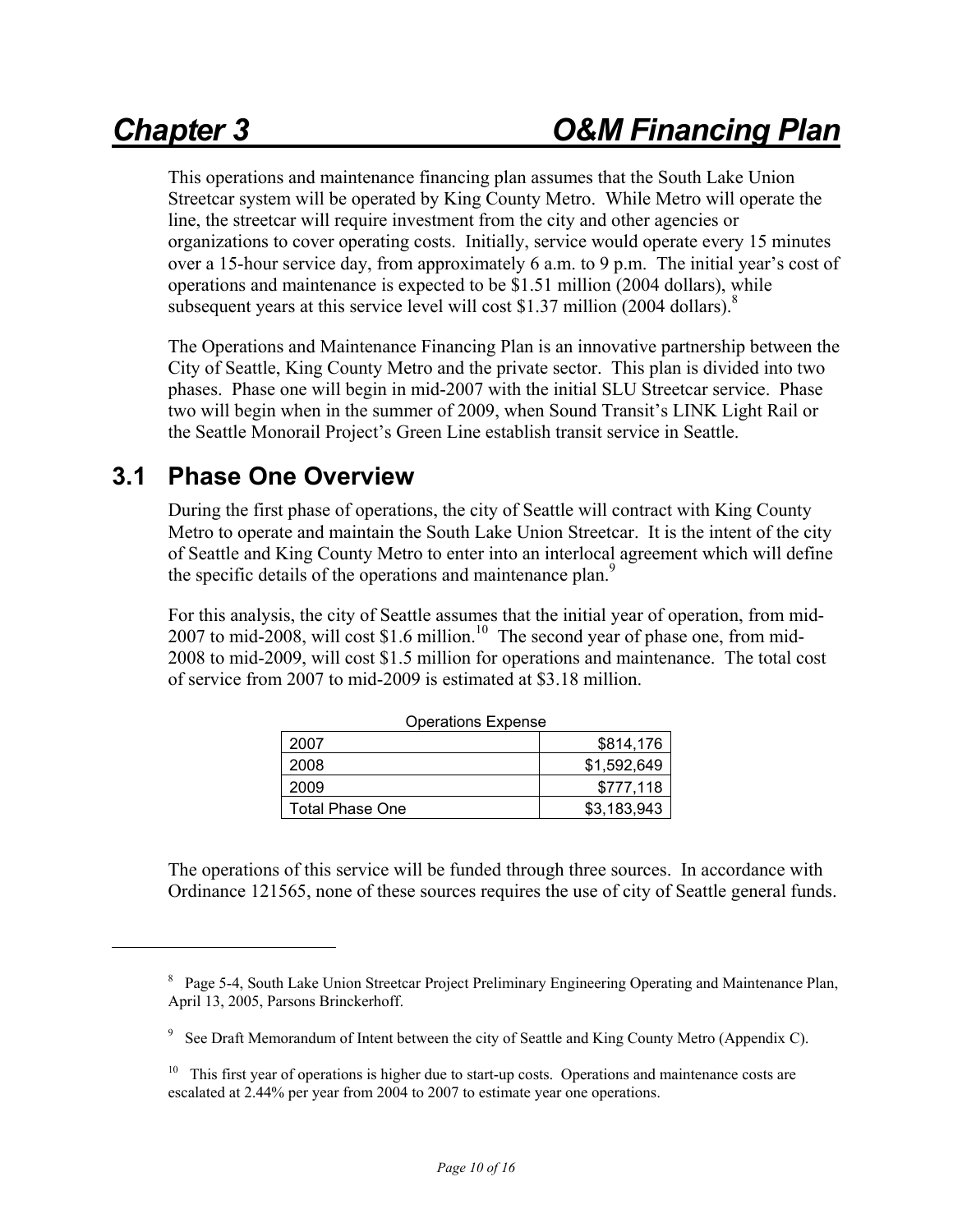# Chapter 3 O&M Financing Plan

This operations and maintenance financing plan assumes that the South Lake Union Streetcar system will be operated by King County Metro. While Metro will operate the line, the streetcar will require investment from the city and other agencies or organizations to cover operating costs. Initially, service would operate every 15 minutes over a 15-hour service day, from approximately 6 a.m. to 9 p.m. The initial year's cost of operations and maintenance is expected to be $1.51 million (2004 dollars), while subsequent years at this service level will cost $1.37 million (2004 dollars).[8]

The Operations and Maintenance Financing Plan is an innovative partnership between the City of Seattle, King County Metro and the private sector. This plan is divided into two phases. Phase one will begin in mid-2007 with the initial SLU Streetcar service. Phase two will begin when in the summer of 2009, when Sound Transit's LINK Light Rail or the Seattle Monorail Project's Green Line establish transit service in Seattle.

## 3.1 Phase One Overview

During the first phase of operations, the city of Seattle will contract with King County Metro to operate and maintain the South Lake Union Streetcar. It is the intent of the city of Seattle and King County Metro to enter into an interlocal agreement which will define the specific details of the operations and maintenance plan.[9]

For this analysis, the city of Seattle assumes that the initial year of operation, from mid-2007 to mid-2008, will cost $1.6 million.[10] The second year of phase one, from mid-2008 to mid-2009, will cost $1.5 million for operations and maintenance. The total cost of service from 2007 to mid-2009 is estimated at $3.18 million.

Operations Expense

| | |
|---|---:|
| 2007 | $814,176 |
| 2008 | $1,592,649 |
| 2009 | $777,118 |
| Total Phase One | $3,183,943 |

The operations of this service will be funded through three sources. In accordance with Ordinance 121565, none of these sources requires the use of city of Seattle general funds.

---

[8] Page 5-4, South Lake Union Streetcar Project Preliminary Engineering Operating and Maintenance Plan, April 13, 2005, Parsons Brinckerhoff.

[9] See Draft Memorandum of Intent between the city of Seattle and King County Metro (Appendix C).

[10] This first year of operations is higher due to start-up costs. Operations and maintenance costs are escalated at 2.44% per year from 2004 to 2007 to estimate year one operations.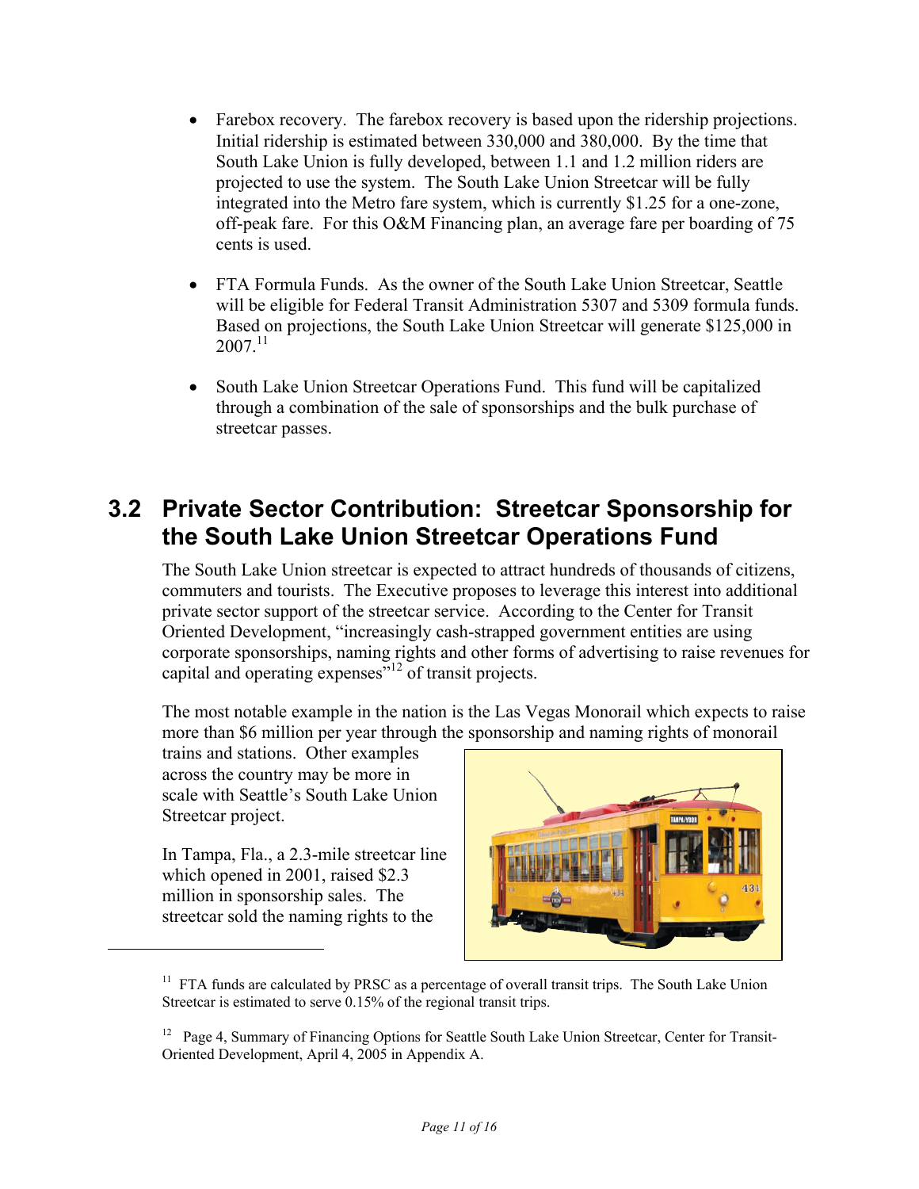- Farebox recovery. The farebox recovery is based upon the ridership projections. Initial ridership is estimated between 330,000 and 380,000. By the time that South Lake Union is fully developed, between 1.1 and 1.2 million riders are projected to use the system. The South Lake Union Streetcar will be fully integrated into the Metro fare system, which is currently $1.25 for a one-zone, off-peak fare. For this O&M Financing plan, an average fare per boarding of 75 cents is used.

- FTA Formula Funds. As the owner of the South Lake Union Streetcar, Seattle will be eligible for Federal Transit Administration 5307 and 5309 formula funds. Based on projections, the South Lake Union Streetcar will generate $125,000 in 2007.[11]

- South Lake Union Streetcar Operations Fund. This fund will be capitalized through a combination of the sale of sponsorships and the bulk purchase of streetcar passes.

## 3.2 Private Sector Contribution: Streetcar Sponsorship for the South Lake Union Streetcar Operations Fund

The South Lake Union streetcar is expected to attract hundreds of thousands of citizens, commuters and tourists. The Executive proposes to leverage this interest into additional private sector support of the streetcar service. According to the Center for Transit Oriented Development, "increasingly cash-strapped government entities are using corporate sponsorships, naming rights and other forms of advertising to raise revenues for capital and operating expenses"[12] of transit projects.

The most notable example in the nation is the Las Vegas Monorail which expects to raise more than $6 million per year through the sponsorship and naming rights of monorail trains and stations. Other examples across the country may be more in scale with Seattle's South Lake Union Streetcar project.

In Tampa, Fla., a 2.3-mile streetcar line which opened in 2001, raised $2.3 million in sponsorship sales. The streetcar sold the naming rights to the

---

[11] FTA funds are calculated by PRSC as a percentage of overall transit trips. The South Lake Union Streetcar is estimated to serve 0.15% of the regional transit trips.

[12] Page 4, Summary of Financing Options for Seattle South Lake Union Streetcar, Center for Transit-Oriented Development, April 4, 2005 in Appendix A.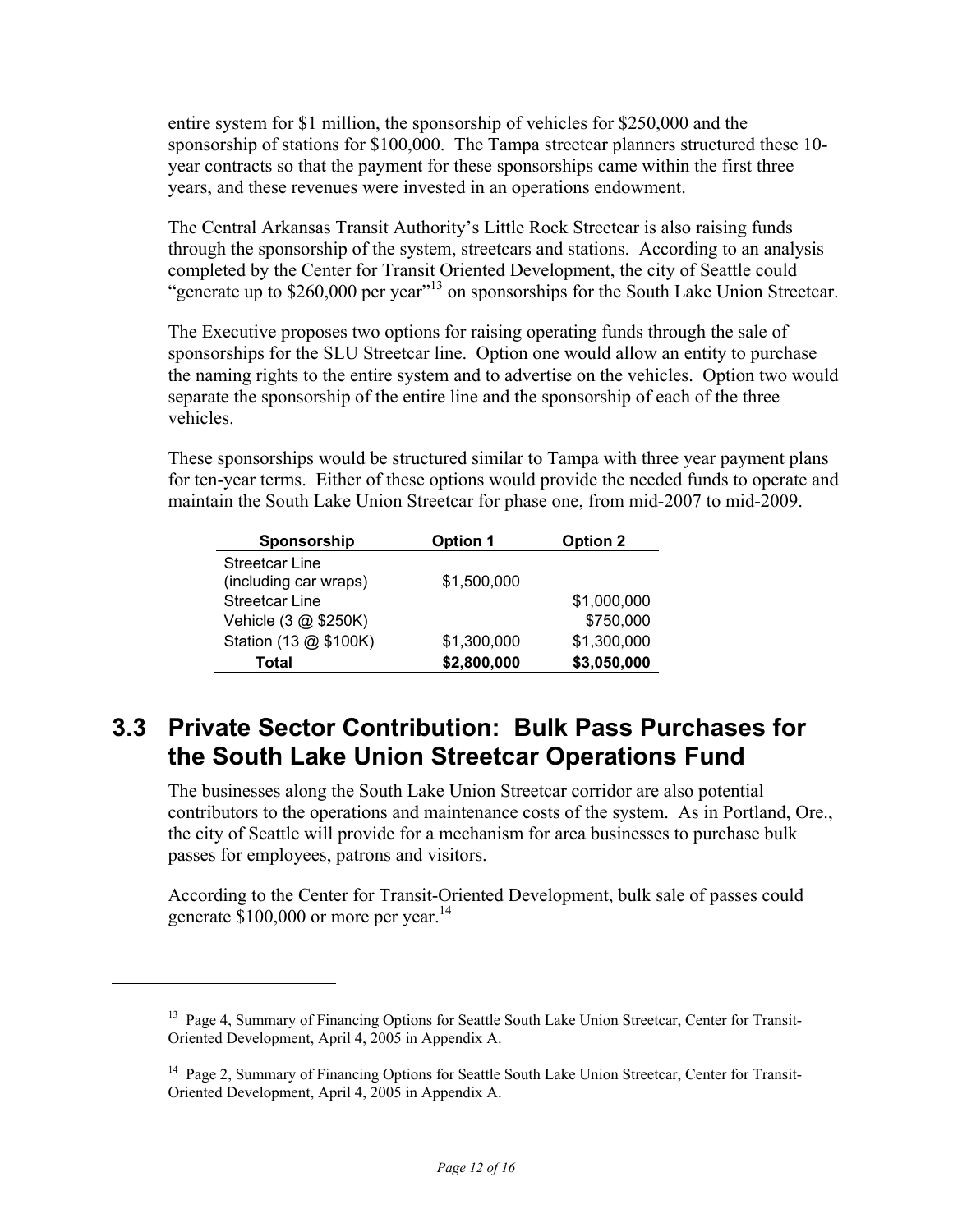entire system for $1 million, the sponsorship of vehicles for $250,000 and the sponsorship of stations for $100,000. The Tampa streetcar planners structured these 10-year contracts so that the payment for these sponsorships came within the first three years, and these revenues were invested in an operations endowment.

The Central Arkansas Transit Authority's Little Rock Streetcar is also raising funds through the sponsorship of the system, streetcars and stations. According to an analysis completed by the Center for Transit Oriented Development, the city of Seattle could "generate up to $260,000 per year"[13] on sponsorships for the South Lake Union Streetcar.

The Executive proposes two options for raising operating funds through the sale of sponsorships for the SLU Streetcar line. Option one would allow an entity to purchase the naming rights to the entire system and to advertise on the vehicles. Option two would separate the sponsorship of the entire line and the sponsorship of each of the three vehicles.

These sponsorships would be structured similar to Tampa with three year payment plans for ten-year terms. Either of these options would provide the needed funds to operate and maintain the South Lake Union Streetcar for phase one, from mid-2007 to mid-2009.

| Sponsorship | Option 1 | Option 2 |
|---|---|---|
| Streetcar Line (including car wraps) | $1,500,000 | |
| Streetcar Line | | $1,000,000 |
| Vehicle (3 @ $250K) | | $750,000 |
| Station (13 @ $100K) | $1,300,000 | $1,300,000 |
| **Total** | **$2,800,000** | **$3,050,000** |

## 3.3 Private Sector Contribution: Bulk Pass Purchases for the South Lake Union Streetcar Operations Fund

The businesses along the South Lake Union Streetcar corridor are also potential contributors to the operations and maintenance costs of the system. As in Portland, Ore., the city of Seattle will provide for a mechanism for area businesses to purchase bulk passes for employees, patrons and visitors.

According to the Center for Transit-Oriented Development, bulk sale of passes could generate $100,000 or more per year.[14]

---

[13] Page 4, Summary of Financing Options for Seattle South Lake Union Streetcar, Center for Transit-Oriented Development, April 4, 2005 in Appendix A.

[14] Page 2, Summary of Financing Options for Seattle South Lake Union Streetcar, Center for Transit-Oriented Development, April 4, 2005 in Appendix A.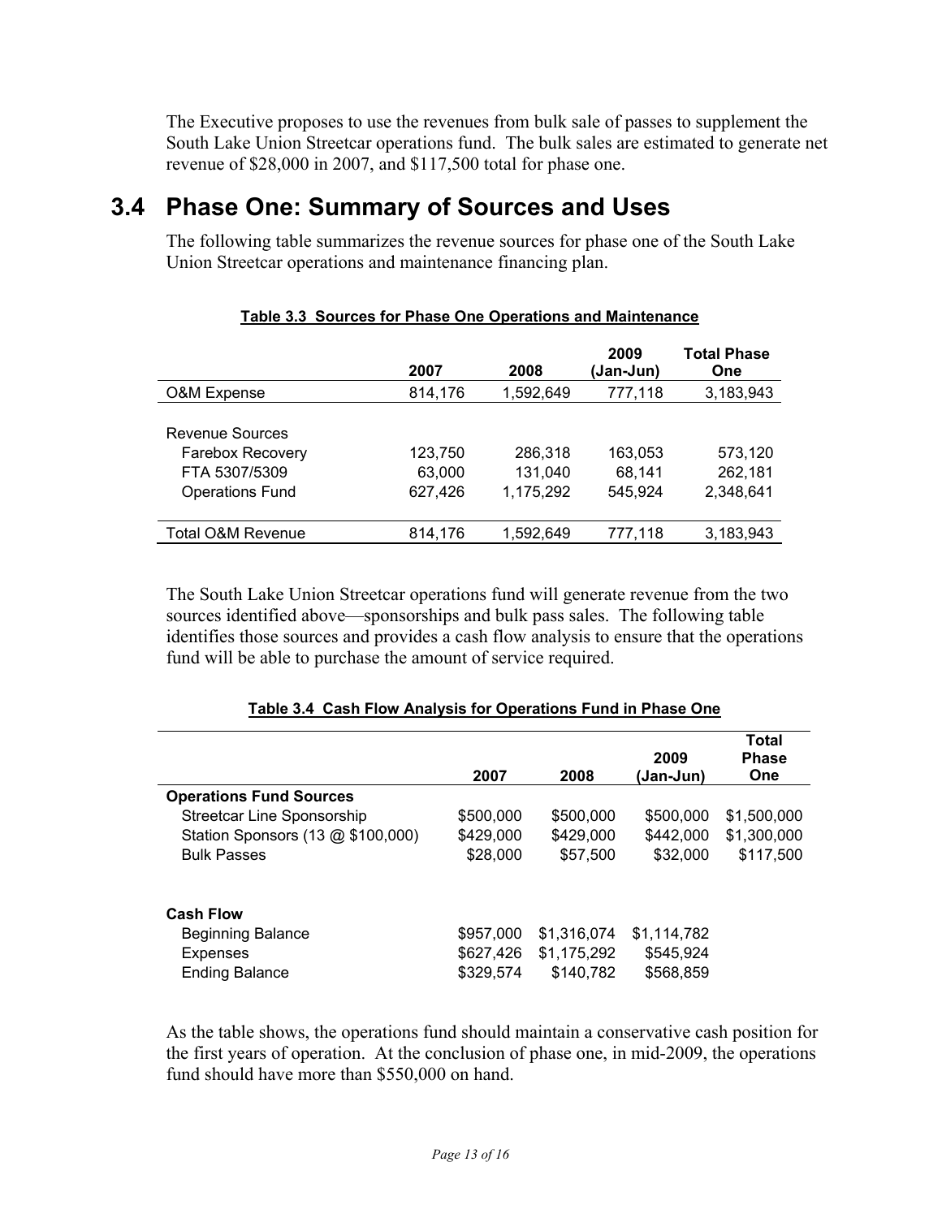The Executive proposes to use the revenues from bulk sale of passes to supplement the South Lake Union Streetcar operations fund. The bulk sales are estimated to generate net revenue of $28,000 in 2007, and $117,500 total for phase one.

## 3.4 Phase One: Summary of Sources and Uses

The following table summarizes the revenue sources for phase one of the South Lake Union Streetcar operations and maintenance financing plan.

**Table 3.3 Sources for Phase One Operations and Maintenance**

| | 2007 | 2008 | 2009 (Jan-Jun) | Total Phase One |
|---|---|---|---|---|
| O&M Expense | 814,176 | 1,592,649 | 777,118 | 3,183,943 |
| | | | | |
| Revenue Sources | | | | |
| Farebox Recovery | 123,750 | 286,318 | 163,053 | 573,120 |
| FTA 5307/5309 | 63,000 | 131,040 | 68,141 | 262,181 |
| Operations Fund | 627,426 | 1,175,292 | 545,924 | 2,348,641 |
| | | | | |
| Total O&M Revenue | 814,176 | 1,592,649 | 777,118 | 3,183,943 |

The South Lake Union Streetcar operations fund will generate revenue from the two sources identified above—sponsorships and bulk pass sales. The following table identifies those sources and provides a cash flow analysis to ensure that the operations fund will be able to purchase the amount of service required.

**Table 3.4 Cash Flow Analysis for Operations Fund in Phase One**

| | 2007 | 2008 | 2009 (Jan-Jun) | Total Phase One |
|---|---|---|---|---|
| **Operations Fund Sources** | | | | |
| Streetcar Line Sponsorship | $500,000 | $500,000 | $500,000 | $1,500,000 |
| Station Sponsors (13 @ $100,000) | $429,000 | $429,000 | $442,000 | $1,300,000 |
| Bulk Passes | $28,000 | $57,500 | $32,000 | $117,500 |
| | | | | |
| **Cash Flow** | | | | |
| Beginning Balance | $957,000 | $1,316,074 | $1,114,782 | |
| Expenses | $627,426 | $1,175,292 | $545,924 | |
| Ending Balance | $329,574 | $140,782 | $568,859 | |

As the table shows, the operations fund should maintain a conservative cash position for the first years of operation. At the conclusion of phase one, in mid-2009, the operations fund should have more than $550,000 on hand.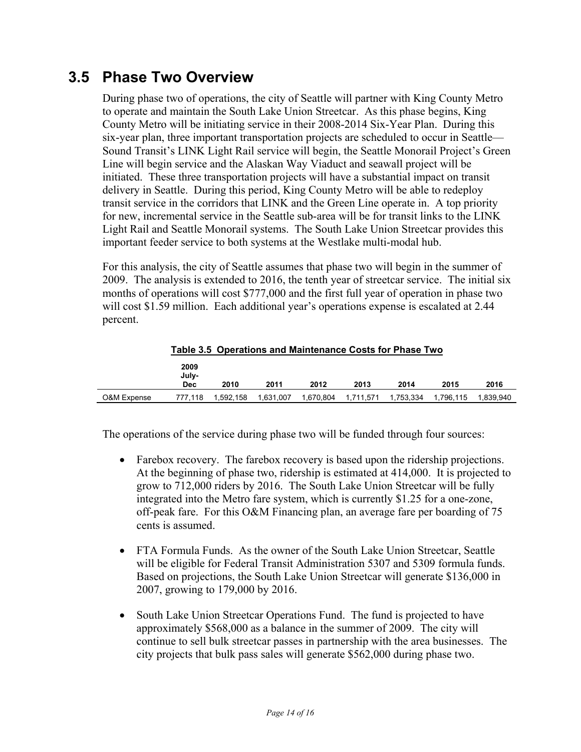## 3.5 Phase Two Overview

During phase two of operations, the city of Seattle will partner with King County Metro to operate and maintain the South Lake Union Streetcar. As this phase begins, King County Metro will be initiating service in their 2008-2014 Six-Year Plan. During this six-year plan, three important transportation projects are scheduled to occur in Seattle—Sound Transit's LINK Light Rail service will begin, the Seattle Monorail Project's Green Line will begin service and the Alaskan Way Viaduct and seawall project will be initiated. These three transportation projects will have a substantial impact on transit delivery in Seattle. During this period, King County Metro will be able to redeploy transit service in the corridors that LINK and the Green Line operate in. A top priority for new, incremental service in the Seattle sub-area will be for transit links to the LINK Light Rail and Seattle Monorail systems. The South Lake Union Streetcar provides this important feeder service to both systems at the Westlake multi-modal hub.

For this analysis, the city of Seattle assumes that phase two will begin in the summer of 2009. The analysis is extended to 2016, the tenth year of streetcar service. The initial six months of operations will cost $777,000 and the first full year of operation in phase two will cost $1.59 million. Each additional year's operations expense is escalated at 2.44 percent.

**Table 3.5 Operations and Maintenance Costs for Phase Two**

| | 2009 July-Dec | 2010 | 2011 | 2012 | 2013 | 2014 | 2015 | 2016 |
|---|---|---|---|---|---|---|---|---|
| O&M Expense | 777,118 | 1,592,158 | 1,631,007 | 1,670,804 | 1,711,571 | 1,753,334 | 1,796,115 | 1,839,940 |

The operations of the service during phase two will be funded through four sources:

- Farebox recovery. The farebox recovery is based upon the ridership projections. At the beginning of phase two, ridership is estimated at 414,000. It is projected to grow to 712,000 riders by 2016. The South Lake Union Streetcar will be fully integrated into the Metro fare system, which is currently $1.25 for a one-zone, off-peak fare. For this O&M Financing plan, an average fare per boarding of 75 cents is assumed.

- FTA Formula Funds. As the owner of the South Lake Union Streetcar, Seattle will be eligible for Federal Transit Administration 5307 and 5309 formula funds. Based on projections, the South Lake Union Streetcar will generate $136,000 in 2007, growing to 179,000 by 2016.

- South Lake Union Streetcar Operations Fund. The fund is projected to have approximately $568,000 as a balance in the summer of 2009. The city will continue to sell bulk streetcar passes in partnership with the area businesses. The city projects that bulk pass sales will generate $562,000 during phase two.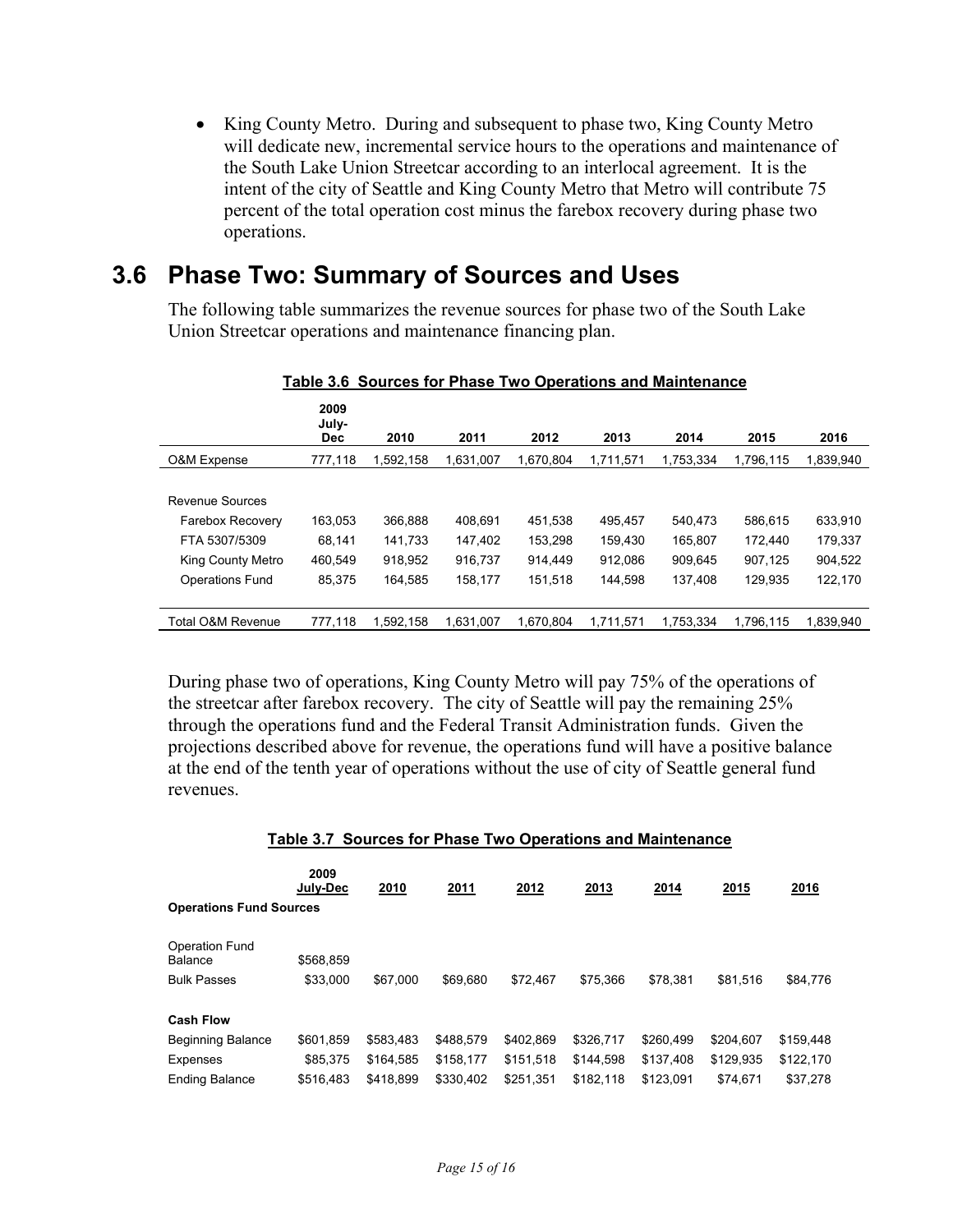- King County Metro. During and subsequent to phase two, King County Metro will dedicate new, incremental service hours to the operations and maintenance of the South Lake Union Streetcar according to an interlocal agreement. It is the intent of the city of Seattle and King County Metro that Metro will contribute 75 percent of the total operation cost minus the farebox recovery during phase two operations.

## 3.6 Phase Two: Summary of Sources and Uses

The following table summarizes the revenue sources for phase two of the South Lake Union Streetcar operations and maintenance financing plan.

**Table 3.6 Sources for Phase Two Operations and Maintenance**

| | 2009 July-Dec | 2010 | 2011 | 2012 | 2013 | 2014 | 2015 | 2016 |
|---|---|---|---|---|---|---|---|---|
| O&M Expense | 777,118 | 1,592,158 | 1,631,007 | 1,670,804 | 1,711,571 | 1,753,334 | 1,796,115 | 1,839,940 |
| | | | | | | | | |
| Revenue Sources | | | | | | | | |
| Farebox Recovery | 163,053 | 366,888 | 408,691 | 451,538 | 495,457 | 540,473 | 586,615 | 633,910 |
| FTA 5307/5309 | 68,141 | 141,733 | 147,402 | 153,298 | 159,430 | 165,807 | 172,440 | 179,337 |
| King County Metro | 460,549 | 918,952 | 916,737 | 914,449 | 912,086 | 909,645 | 907,125 | 904,522 |
| Operations Fund | 85,375 | 164,585 | 158,177 | 151,518 | 144,598 | 137,408 | 129,935 | 122,170 |
| | | | | | | | | |
| Total O&M Revenue | 777,118 | 1,592,158 | 1,631,007 | 1,670,804 | 1,711,571 | 1,753,334 | 1,796,115 | 1,839,940 |

During phase two of operations, King County Metro will pay 75% of the operations of the streetcar after farebox recovery. The city of Seattle will pay the remaining 25% through the operations fund and the Federal Transit Administration funds. Given the projections described above for revenue, the operations fund will have a positive balance at the end of the tenth year of operations without the use of city of Seattle general fund revenues.

**Table 3.7 Sources for Phase Two Operations and Maintenance**

| | 2009 July-Dec | 2010 | 2011 | 2012 | 2013 | 2014 | 2015 | 2016 |
|---|---|---|---|---|---|---|---|---|
| **Operations Fund Sources** | | | | | | | | |
| Operation Fund Balance | $568,859 | | | | | | | |
| Bulk Passes | $33,000 | $67,000 | $69,680 | $72,467 | $75,366 | $78,381 | $81,516 | $84,776 |
| | | | | | | | | |
| **Cash Flow** | | | | | | | | |
| Beginning Balance | $601,859 | $583,483 | $488,579 | $402,869 | $326,717 | $260,499 | $204,607 | $159,448 |
| Expenses | $85,375 | $164,585 | $158,177 | $151,518 | $144,598 | $137,408 | $129,935 | $122,170 |
| Ending Balance | $516,483 | $418,899 | $330,402 | $251,351 | $182,118 | $123,091 | $74,671 | $37,278 |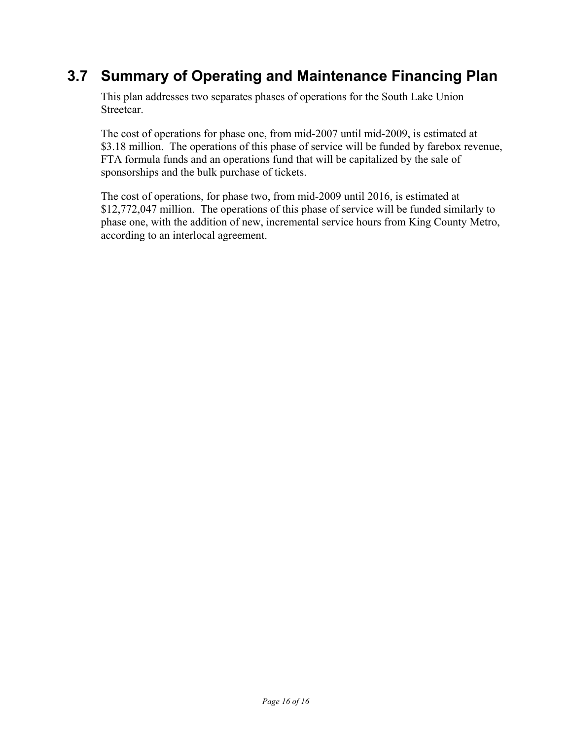## 3.7 Summary of Operating and Maintenance Financing Plan

This plan addresses two separates phases of operations for the South Lake Union Streetcar.

The cost of operations for phase one, from mid-2007 until mid-2009, is estimated at $3.18 million. The operations of this phase of service will be funded by farebox revenue, FTA formula funds and an operations fund that will be capitalized by the sale of sponsorships and the bulk purchase of tickets.

The cost of operations, for phase two, from mid-2009 until 2016, is estimated at $12,772,047 million. The operations of this phase of service will be funded similarly to phase one, with the addition of new, incremental service hours from King County Metro, according to an interlocal agreement.